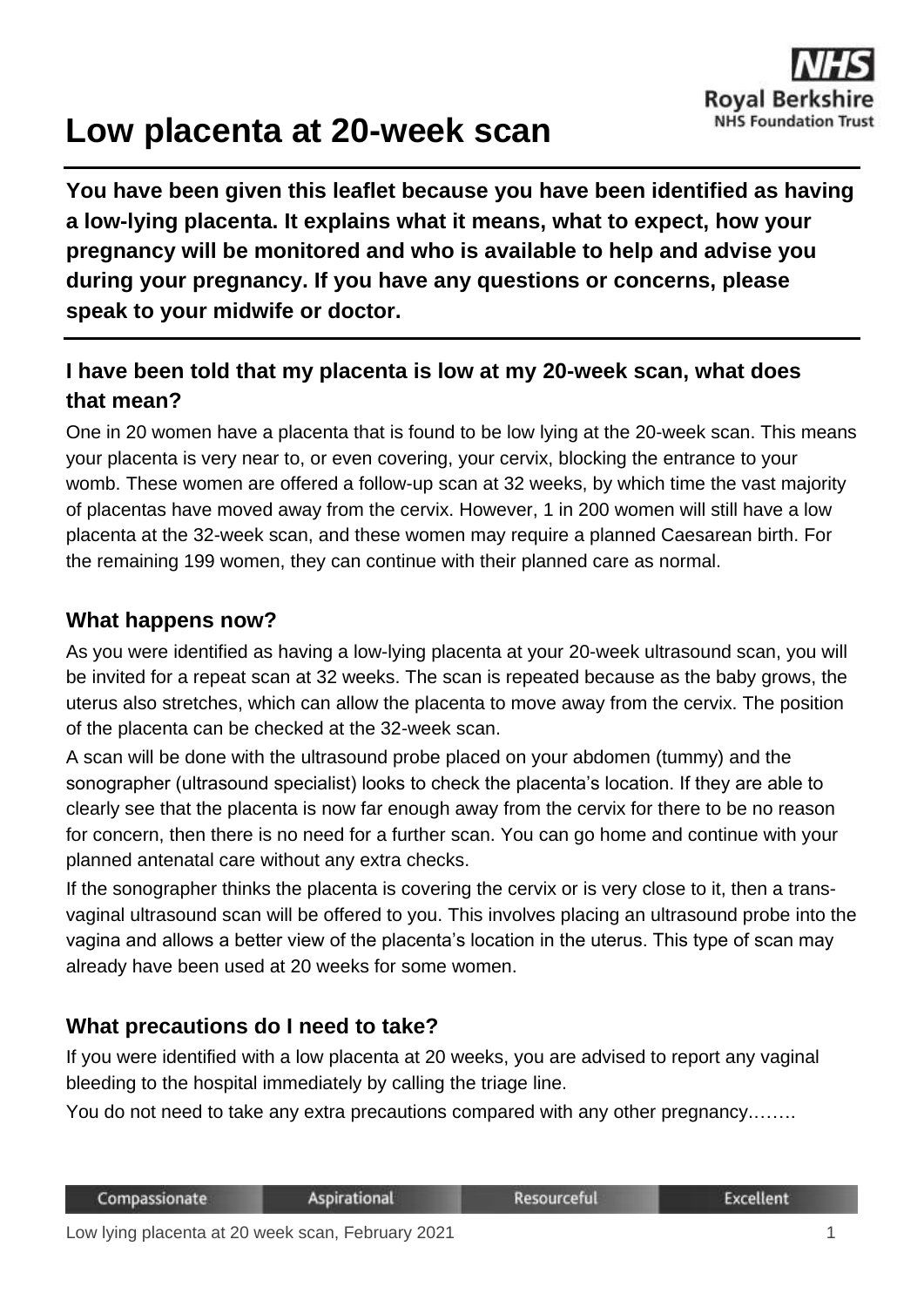# Low placenta at 20-week scan

**You have been given this leaflet because you have been identified as having a low-lying placenta. It explains what it means, what to expect, how your pregnancy will be monitored and who is available to help and advise you during your pregnancy. If you have any questions or concerns, please speak to your midwife or doctor.**

## I have been told that my placenta is low at my 20-week scan, what does that mean?

One in 20 women have a placenta that is found to be low lying at the 20-week scan. This means your placenta is very near to, or even covering, your cervix, blocking the entrance to your womb. These women are offered a follow-up scan at 32 weeks, by which time the vast majority of placentas have moved away from the cervix. However, 1 in 200 women will still have a low placenta at the 32-week scan, and these women may require a planned Caesarean birth. For the remaining 199 women, they can continue with their planned care as normal.

## What happens now?

As you were identified as having a low-lying placenta at your 20-week ultrasound scan, you will be invited for a repeat scan at 32 weeks. The scan is repeated because as the baby grows, the uterus also stretches, which can allow the placenta to move away from the cervix. The position of the placenta can be checked at the 32-week scan.

A scan will be done with the ultrasound probe placed on your abdomen (tummy) and the sonographer (ultrasound specialist) looks to check the placenta's location. If they are able to clearly see that the placenta is now far enough away from the cervix for there to be no reason for concern, then there is no need for a further scan. You can go home and continue with your planned antenatal care without any extra checks.

If the sonographer thinks the placenta is covering the cervix or is very close to it, then a trans-vaginal ultrasound scan will be offered to you. This involves placing an ultrasound probe into the vagina and allows a better view of the placenta's location in the uterus. This type of scan may already have been used at 20 weeks for some women.

## What precautions do I need to take?

If you were identified with a low placenta at 20 weeks, you are advised to report any vaginal bleeding to the hospital immediately by calling the triage line.

You do not need to take any extra precautions compared with any other pregnancy……..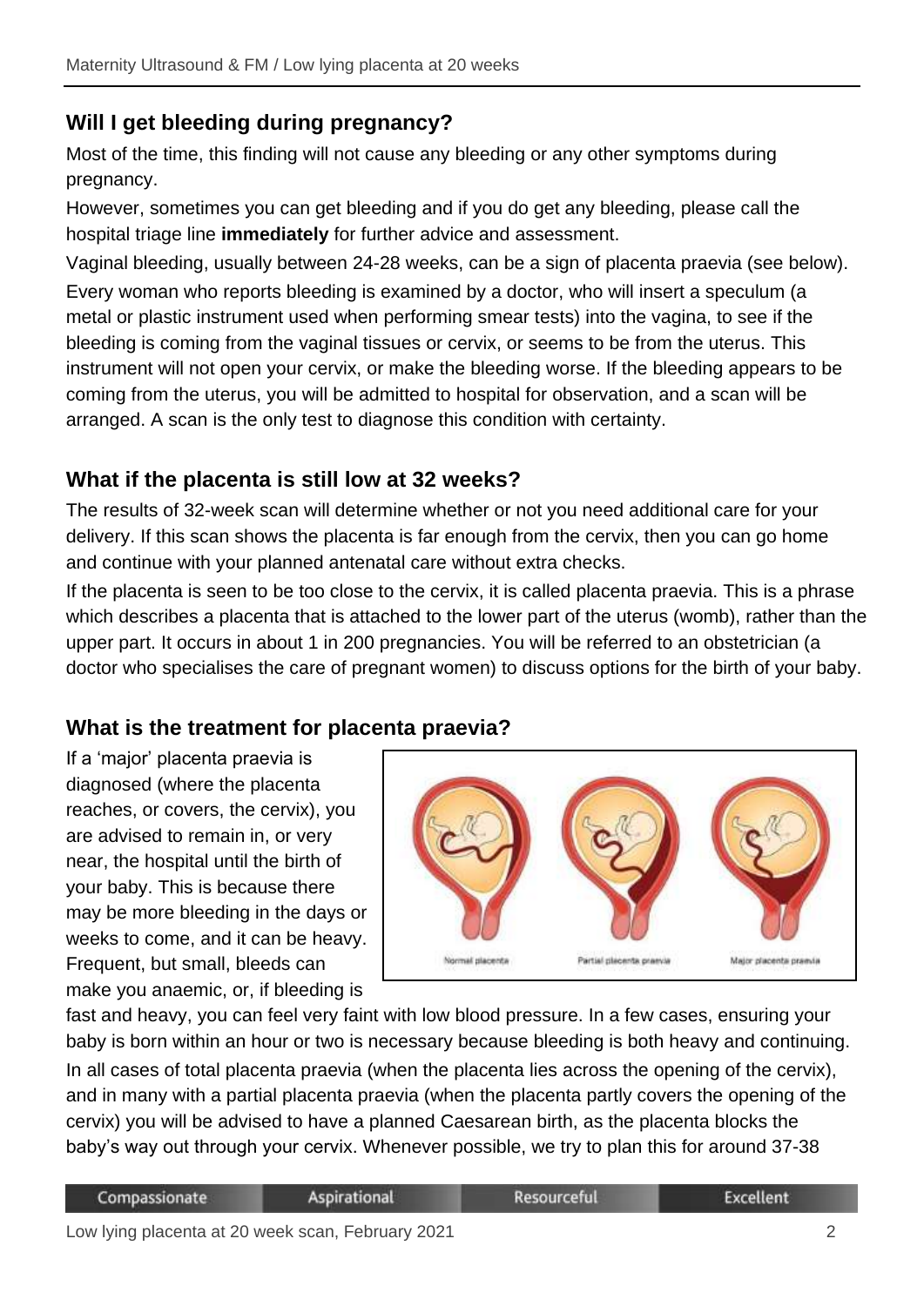## Will I get bleeding during pregnancy?

Most of the time, this finding will not cause any bleeding or any other symptoms during pregnancy.

However, sometimes you can get bleeding and if you do get any bleeding, please call the hospital triage line **immediately** for further advice and assessment.

Vaginal bleeding, usually between 24-28 weeks, can be a sign of placenta praevia (see below).

Every woman who reports bleeding is examined by a doctor, who will insert a speculum (a metal or plastic instrument used when performing smear tests) into the vagina, to see if the bleeding is coming from the vaginal tissues or cervix, or seems to be from the uterus. This instrument will not open your cervix, or make the bleeding worse. If the bleeding appears to be coming from the uterus, you will be admitted to hospital for observation, and a scan will be arranged. A scan is the only test to diagnose this condition with certainty.

## What if the placenta is still low at 32 weeks?

The results of 32-week scan will determine whether or not you need additional care for your delivery. If this scan shows the placenta is far enough from the cervix, then you can go home and continue with your planned antenatal care without extra checks.

If the placenta is seen to be too close to the cervix, it is called placenta praevia. This is a phrase which describes a placenta that is attached to the lower part of the uterus (womb), rather than the upper part. It occurs in about 1 in 200 pregnancies. You will be referred to an obstetrician (a doctor who specialises the care of pregnant women) to discuss options for the birth of your baby.

## What is the treatment for placenta praevia?

If a 'major' placenta praevia is diagnosed (where the placenta reaches, or covers, the cervix), you are advised to remain in, or very near, the hospital until the birth of your baby. This is because there may be more bleeding in the days or weeks to come, and it can be heavy. Frequent, but small, bleeds can make you anaemic, or, if bleeding is fast and heavy, you can feel very faint with low blood pressure. In a few cases, ensuring your baby is born within an hour or two is necessary because bleeding is both heavy and continuing.

Normal placenta — Partial placenta praevia — Major placenta praevia

In all cases of total placenta praevia (when the placenta lies across the opening of the cervix), and in many with a partial placenta praevia (when the placenta partly covers the opening of the cervix) you will be advised to have a planned Caesarean birth, as the placenta blocks the baby's way out through your cervix. Whenever possible, we try to plan this for around 37-38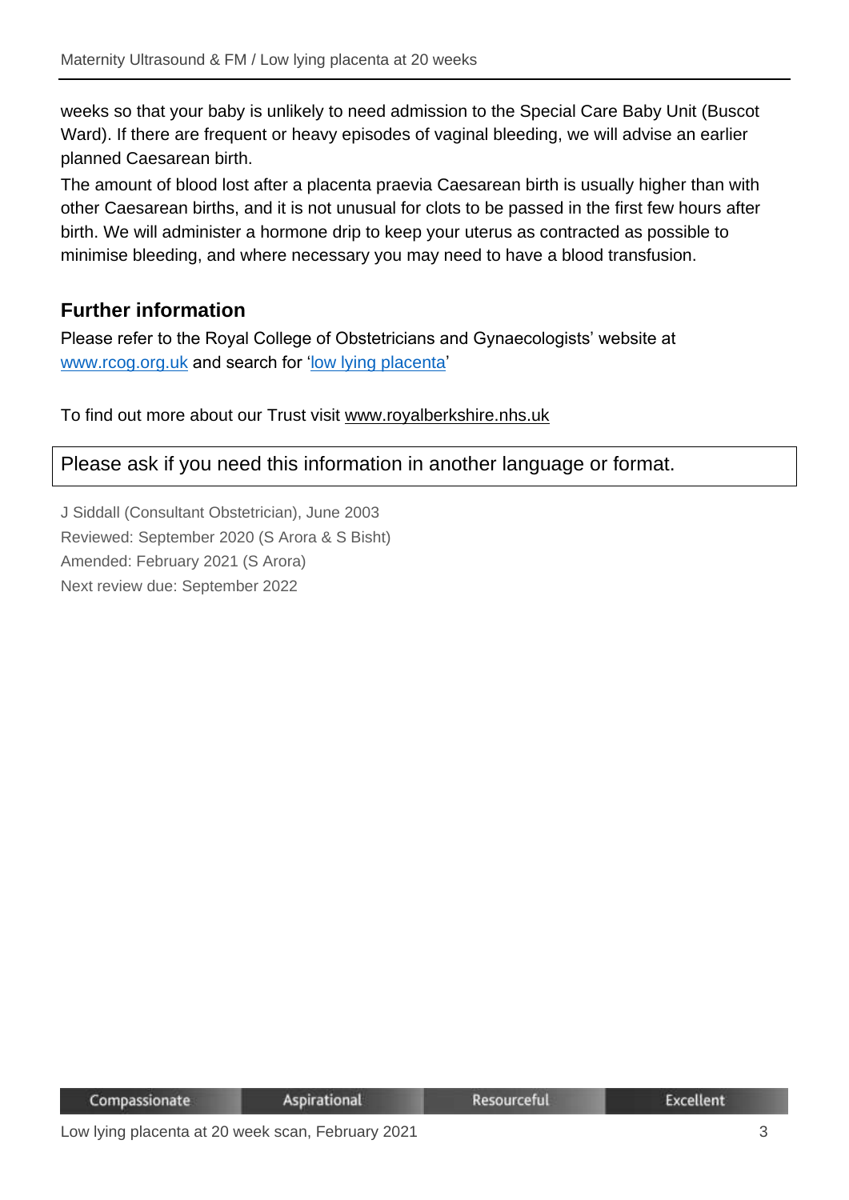weeks so that your baby is unlikely to need admission to the Special Care Baby Unit (Buscot Ward). If there are frequent or heavy episodes of vaginal bleeding, we will advise an earlier planned Caesarean birth.

The amount of blood lost after a placenta praevia Caesarean birth is usually higher than with other Caesarean births, and it is not unusual for clots to be passed in the first few hours after birth. We will administer a hormone drip to keep your uterus as contracted as possible to minimise bleeding, and where necessary you may need to have a blood transfusion.

## Further information

Please refer to the Royal College of Obstetricians and Gynaecologists' website at www.rcog.org.uk and search for 'low lying placenta'

To find out more about our Trust visit www.royalberkshire.nhs.uk

Please ask if you need this information in another language or format.

J Siddall (Consultant Obstetrician), June 2003
Reviewed: September 2020 (S Arora & S Bisht)
Amended: February 2021 (S Arora)
Next review due: September 2022